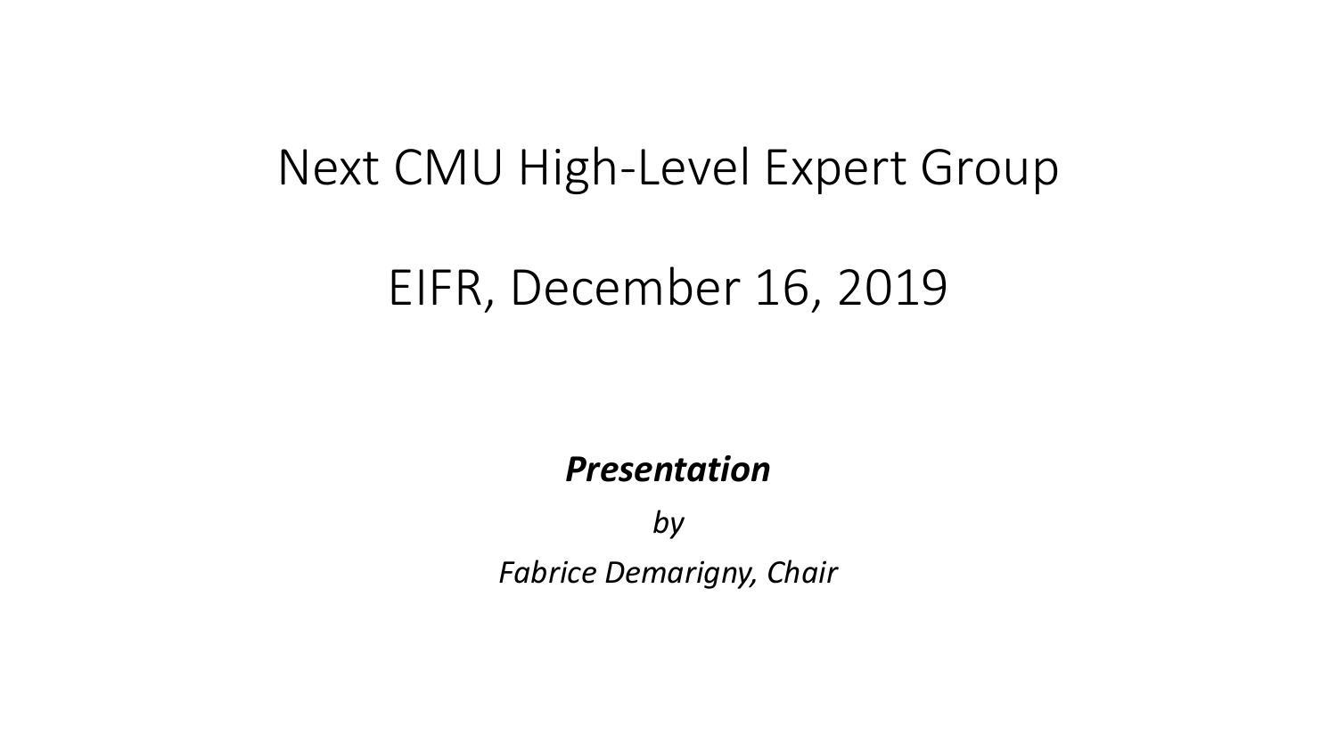# Next CMU High-Level Expert Group

# EIFR, December 16, 2019

***Presentation***

*by*

*Fabrice Demarigny, Chair*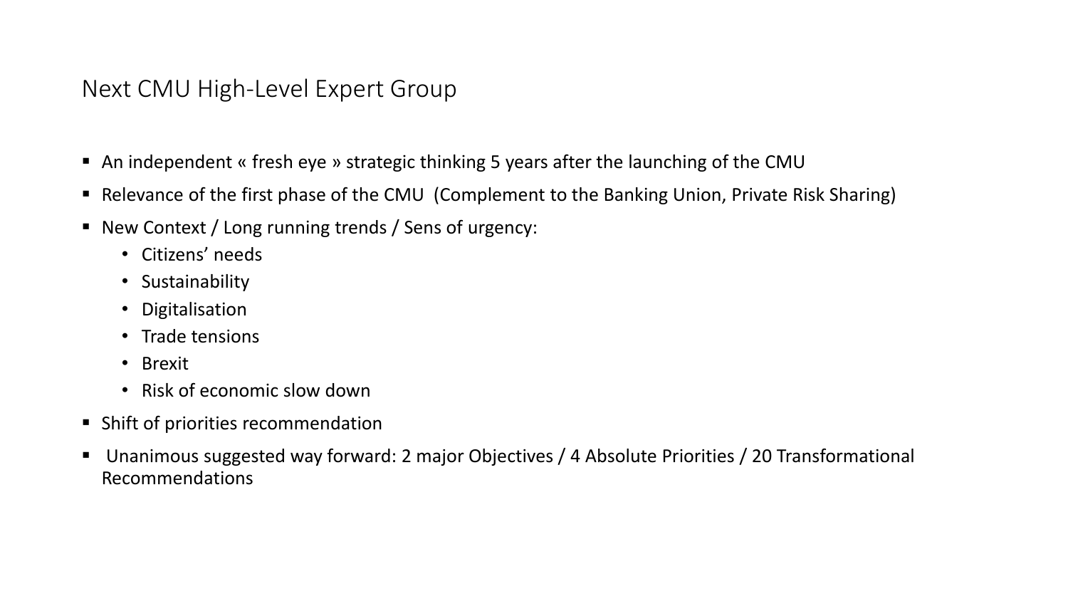# Next CMU High-Level Expert Group

- An independent « fresh eye » strategic thinking 5 years after the launching of the CMU
- Relevance of the first phase of the CMU (Complement to the Banking Union, Private Risk Sharing)
- New Context / Long running trends / Sens of urgency:
  - Citizens' needs
  - Sustainability
  - Digitalisation
  - Trade tensions
  - Brexit
  - Risk of economic slow down
- Shift of priorities recommendation
- Unanimous suggested way forward: 2 major Objectives / 4 Absolute Priorities / 20 Transformational Recommendations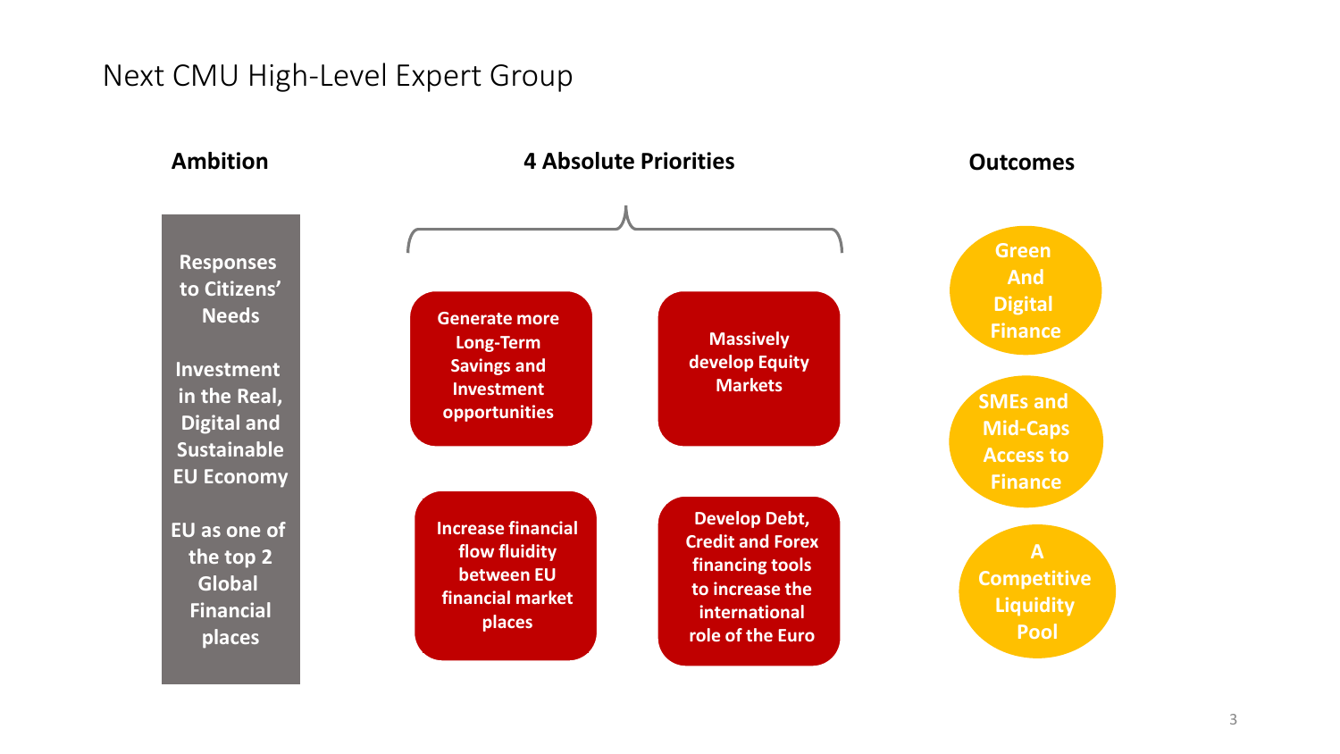# Next CMU High-Level Expert Group

## Ambition

- Responses to Citizens' Needs
- Investment in the Real, Digital and Sustainable EU Economy
- EU as one of the top 2 Global Financial places

## 4 Absolute Priorities

- Generate more Long-Term Savings and Investment opportunities
- Massively develop Equity Markets
- Increase financial flow fluidity between EU financial market places
- Develop Debt, Credit and Forex financing tools to increase the international role of the Euro

## Outcomes

- Green And Digital Finance
- SMEs and Mid-Caps Access to Finance
- A Competitive Liquidity Pool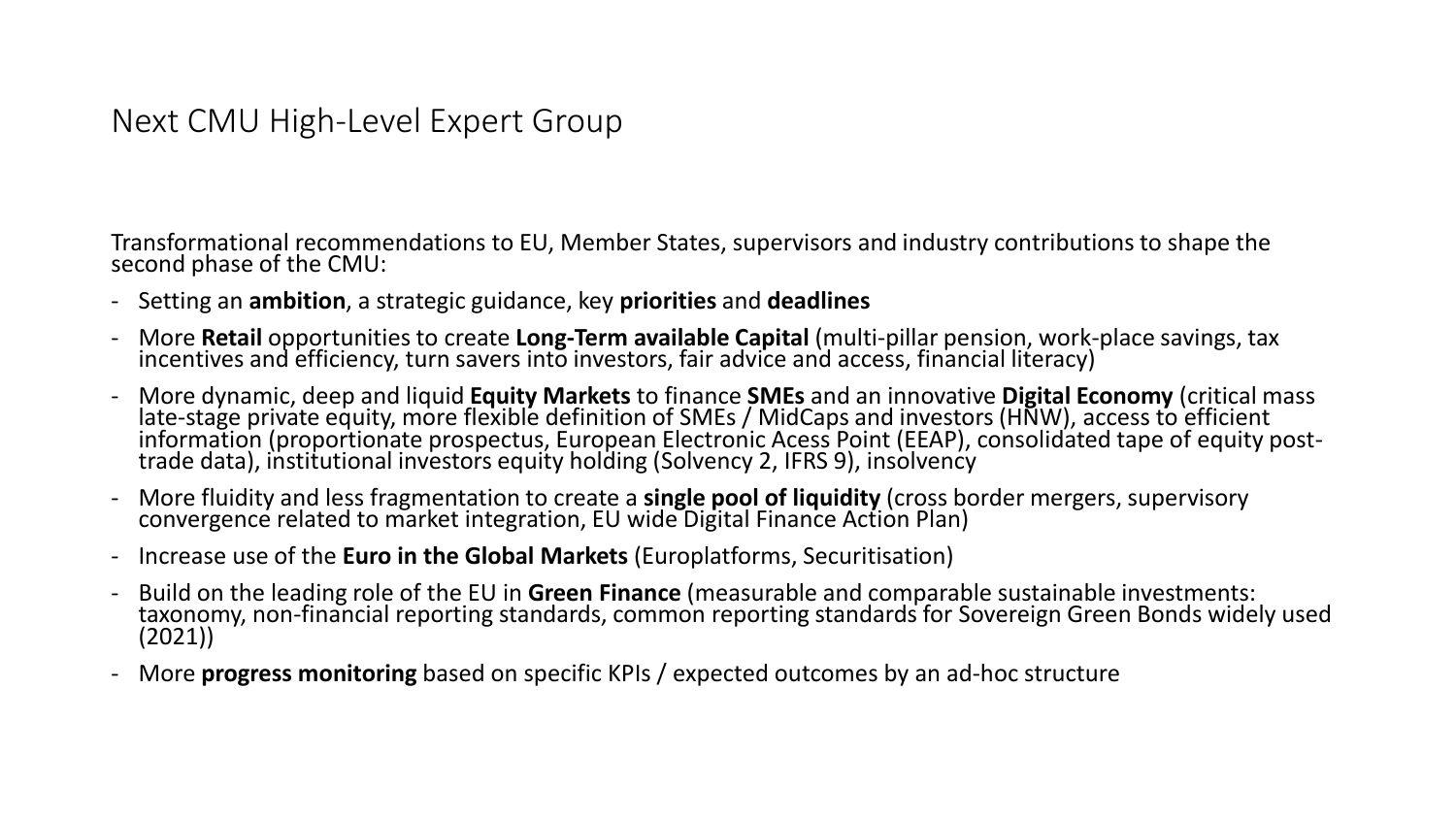## Next CMU High-Level Expert Group

Transformational recommendations to EU, Member States, supervisors and industry contributions to shape the second phase of the CMU:

- Setting an **ambition**, a strategic guidance, key **priorities** and **deadlines**
- More **Retail** opportunities to create **Long-Term available Capital** (multi-pillar pension, work-place savings, tax incentives and efficiency, turn savers into investors, fair advice and access, financial literacy)
- More dynamic, deep and liquid **Equity Markets** to finance **SMEs** and an innovative **Digital Economy** (critical mass late-stage private equity, more flexible definition of SMEs / MidCaps and investors (HNW), access to efficient information (proportionate prospectus, European Electronic Acess Point (EEAP), consolidated tape of equity post-trade data), institutional investors equity holding (Solvency 2, IFRS 9), insolvency
- More fluidity and less fragmentation to create a **single pool of liquidity** (cross border mergers, supervisory convergence related to market integration, EU wide Digital Finance Action Plan)
- Increase use of the **Euro in the Global Markets** (Europlatforms, Securitisation)
- Build on the leading role of the EU in **Green Finance** (measurable and comparable sustainable investments: taxonomy, non-financial reporting standards, common reporting standards for Sovereign Green Bonds widely used (2021))
- More **progress monitoring** based on specific KPIs / expected outcomes by an ad-hoc structure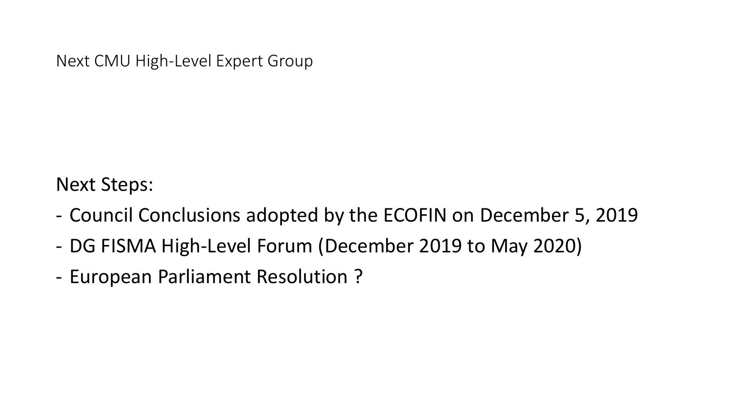Next CMU High-Level Expert Group

Next Steps:

- Council Conclusions adopted by the ECOFIN on December 5, 2019
- DG FISMA High-Level Forum (December 2019 to May 2020)
- European Parliament Resolution ?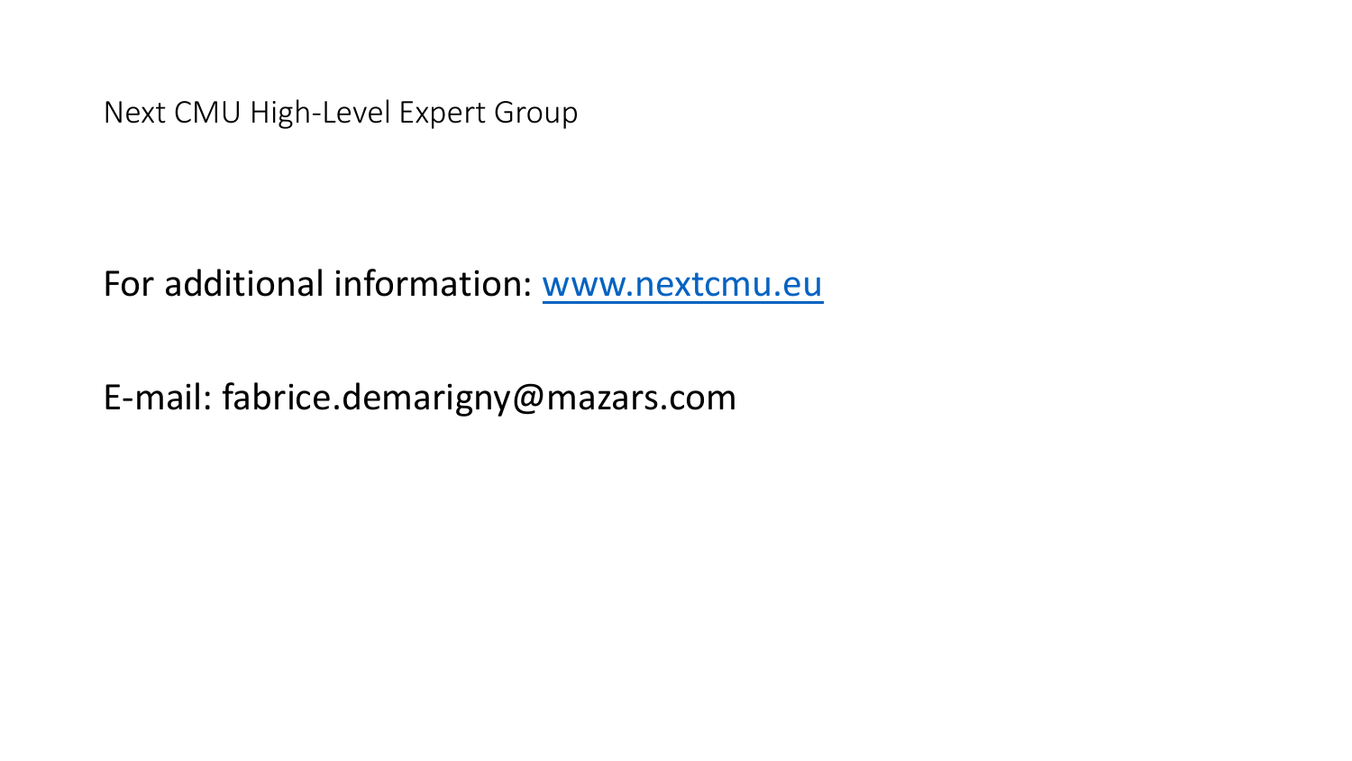Next CMU High-Level Expert Group

For additional information: [www.nextcmu.eu](http://www.nextcmu.eu)

E-mail: fabrice.demarigny@mazars.com